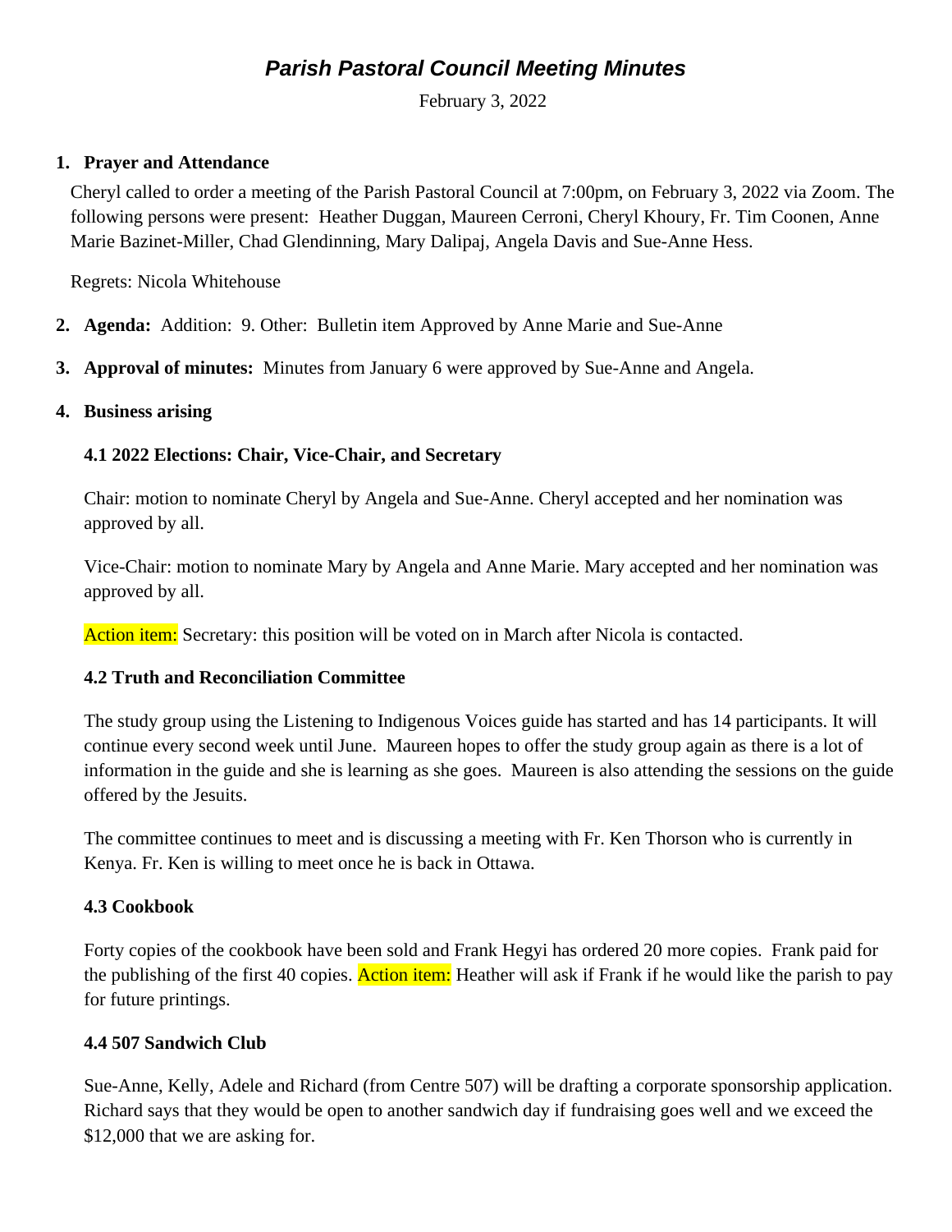# *Parish Pastoral Council Meeting Minutes*

February 3, 2022

1. **Prayer and Attendance**

Cheryl called to order a meeting of the Parish Pastoral Council at 7:00pm, on February 3, 2022 via Zoom. The following persons were present: Heather Duggan, Maureen Cerroni, Cheryl Khoury, Fr. Tim Coonen, Anne Marie Bazinet-Miller, Chad Glendinning, Mary Dalipaj, Angela Davis and Sue-Anne Hess.

Regrets: Nicola Whitehouse

2. **Agenda:** Addition: 9. Other: Bulletin item Approved by Anne Marie and Sue-Anne

3. **Approval of minutes:** Minutes from January 6 were approved by Sue-Anne and Angela.

4. **Business arising**

### 4.1 2022 Elections: Chair, Vice-Chair, and Secretary

Chair: motion to nominate Cheryl by Angela and Sue-Anne. Cheryl accepted and her nomination was approved by all.

Vice-Chair: motion to nominate Mary by Angela and Anne Marie. Mary accepted and her nomination was approved by all.

Action item: Secretary: this position will be voted on in March after Nicola is contacted.

### 4.2 Truth and Reconciliation Committee

The study group using the Listening to Indigenous Voices guide has started and has 14 participants. It will continue every second week until June. Maureen hopes to offer the study group again as there is a lot of information in the guide and she is learning as she goes. Maureen is also attending the sessions on the guide offered by the Jesuits.

The committee continues to meet and is discussing a meeting with Fr. Ken Thorson who is currently in Kenya. Fr. Ken is willing to meet once he is back in Ottawa.

### 4.3 Cookbook

Forty copies of the cookbook have been sold and Frank Hegyi has ordered 20 more copies. Frank paid for the publishing of the first 40 copies. Action item: Heather will ask if Frank if he would like the parish to pay for future printings.

### 4.4 507 Sandwich Club

Sue-Anne, Kelly, Adele and Richard (from Centre 507) will be drafting a corporate sponsorship application. Richard says that they would be open to another sandwich day if fundraising goes well and we exceed the $12,000 that we are asking for.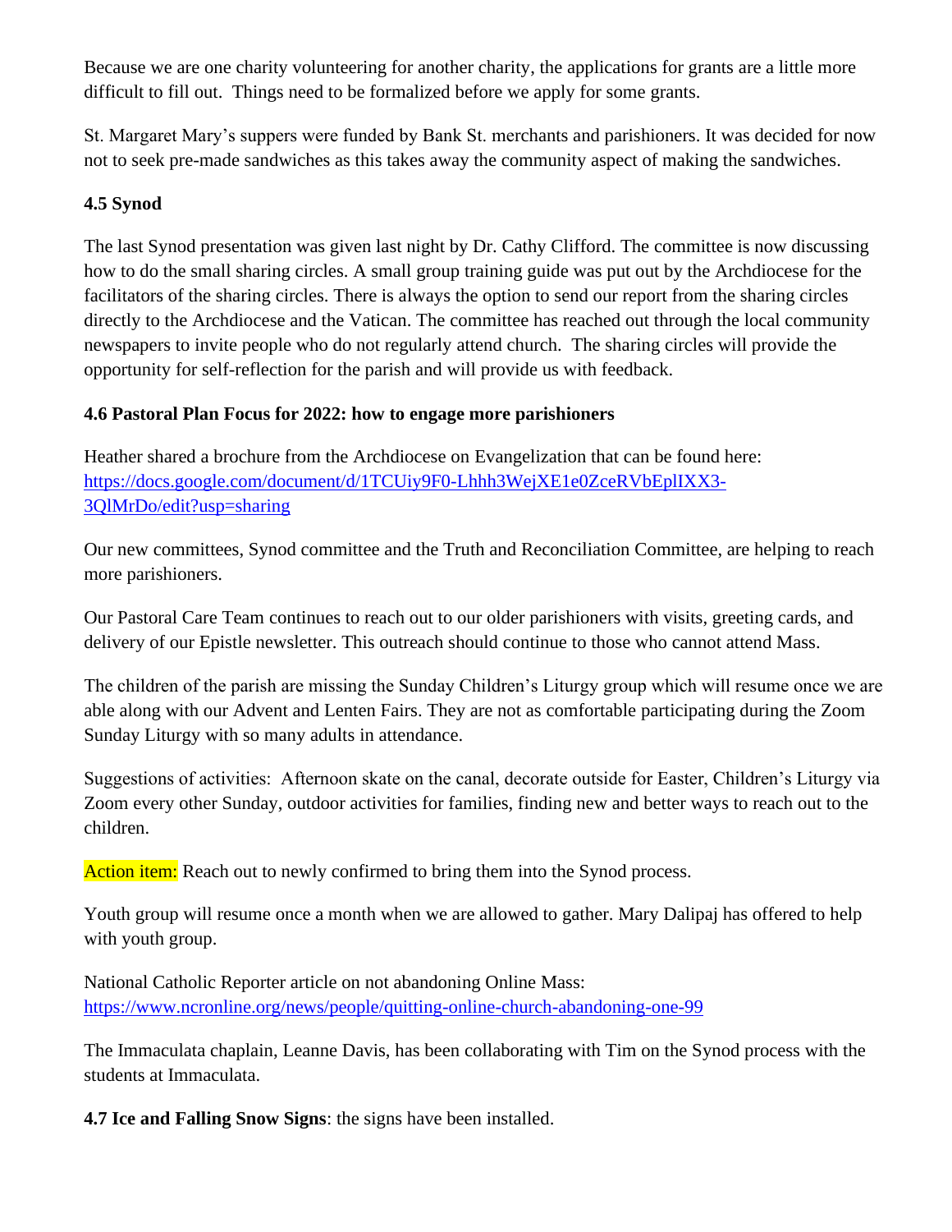Because we are one charity volunteering for another charity, the applications for grants are a little more difficult to fill out. Things need to be formalized before we apply for some grants.

St. Margaret Mary's suppers were funded by Bank St. merchants and parishioners. It was decided for now not to seek pre-made sandwiches as this takes away the community aspect of making the sandwiches.

**4.5 Synod**

The last Synod presentation was given last night by Dr. Cathy Clifford. The committee is now discussing how to do the small sharing circles. A small group training guide was put out by the Archdiocese for the facilitators of the sharing circles. There is always the option to send our report from the sharing circles directly to the Archdiocese and the Vatican. The committee has reached out through the local community newspapers to invite people who do not regularly attend church. The sharing circles will provide the opportunity for self-reflection for the parish and will provide us with feedback.

**4.6 Pastoral Plan Focus for 2022: how to engage more parishioners**

Heather shared a brochure from the Archdiocese on Evangelization that can be found here: [https://docs.google.com/document/d/1TCUiy9F0-Lhhh3WejXE1e0ZceRVbEplIXX3-3QlMrDo/edit?usp=sharing](https://docs.google.com/document/d/1TCUiy9F0-Lhhh3WejXE1e0ZceRVbEplIXX3-3QlMrDo/edit?usp=sharing)

Our new committees, Synod committee and the Truth and Reconciliation Committee, are helping to reach more parishioners.

Our Pastoral Care Team continues to reach out to our older parishioners with visits, greeting cards, and delivery of our Epistle newsletter. This outreach should continue to those who cannot attend Mass.

The children of the parish are missing the Sunday Children's Liturgy group which will resume once we are able along with our Advent and Lenten Fairs. They are not as comfortable participating during the Zoom Sunday Liturgy with so many adults in attendance.

Suggestions of activities: Afternoon skate on the canal, decorate outside for Easter, Children's Liturgy via Zoom every other Sunday, outdoor activities for families, finding new and better ways to reach out to the children.

Action item: Reach out to newly confirmed to bring them into the Synod process.

Youth group will resume once a month when we are allowed to gather. Mary Dalipaj has offered to help with youth group.

National Catholic Reporter article on not abandoning Online Mass: [https://www.ncronline.org/news/people/quitting-online-church-abandoning-one-99](https://www.ncronline.org/news/people/quitting-online-church-abandoning-one-99)

The Immaculata chaplain, Leanne Davis, has been collaborating with Tim on the Synod process with the students at Immaculata.

**4.7 Ice and Falling Snow Signs**: the signs have been installed.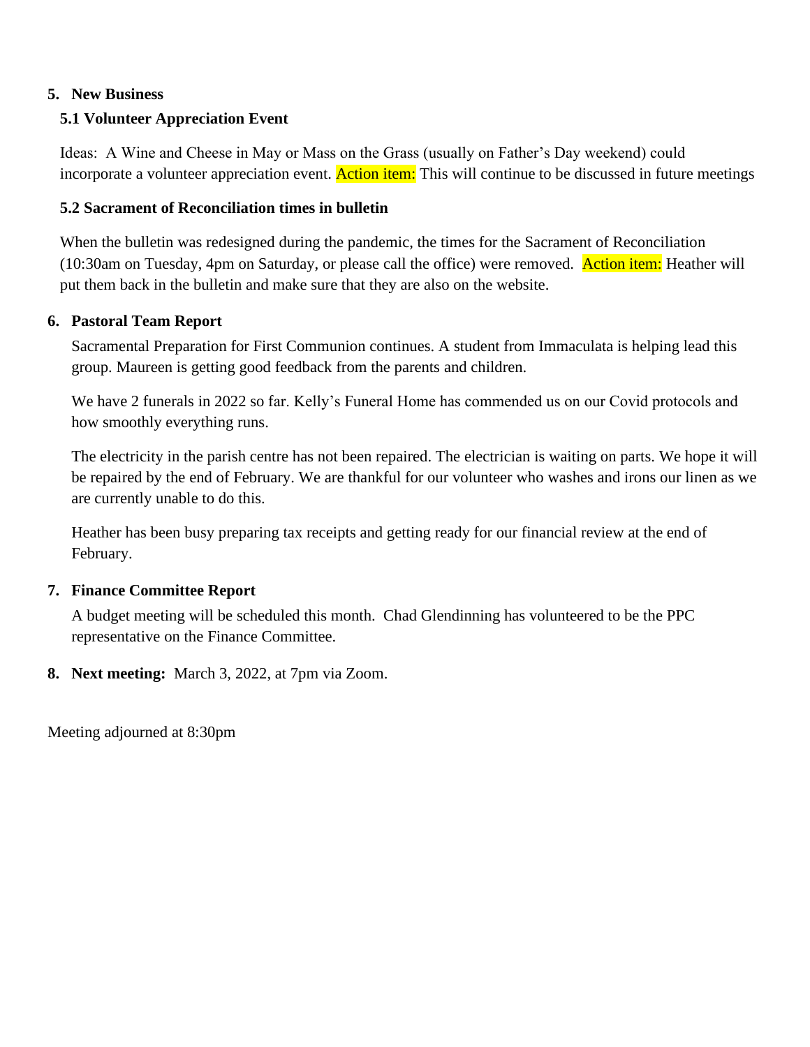5. **New Business**

**5.1 Volunteer Appreciation Event**

Ideas: A Wine and Cheese in May or Mass on the Grass (usually on Father's Day weekend) could incorporate a volunteer appreciation event. Action item: This will continue to be discussed in future meetings

**5.2 Sacrament of Reconciliation times in bulletin**

When the bulletin was redesigned during the pandemic, the times for the Sacrament of Reconciliation (10:30am on Tuesday, 4pm on Saturday, or please call the office) were removed. Action item: Heather will put them back in the bulletin and make sure that they are also on the website.

6. **Pastoral Team Report**

Sacramental Preparation for First Communion continues. A student from Immaculata is helping lead this group. Maureen is getting good feedback from the parents and children.

We have 2 funerals in 2022 so far. Kelly's Funeral Home has commended us on our Covid protocols and how smoothly everything runs.

The electricity in the parish centre has not been repaired. The electrician is waiting on parts. We hope it will be repaired by the end of February. We are thankful for our volunteer who washes and irons our linen as we are currently unable to do this.

Heather has been busy preparing tax receipts and getting ready for our financial review at the end of February.

7. **Finance Committee Report**

A budget meeting will be scheduled this month. Chad Glendinning has volunteered to be the PPC representative on the Finance Committee.

8. **Next meeting:** March 3, 2022, at 7pm via Zoom.

Meeting adjourned at 8:30pm